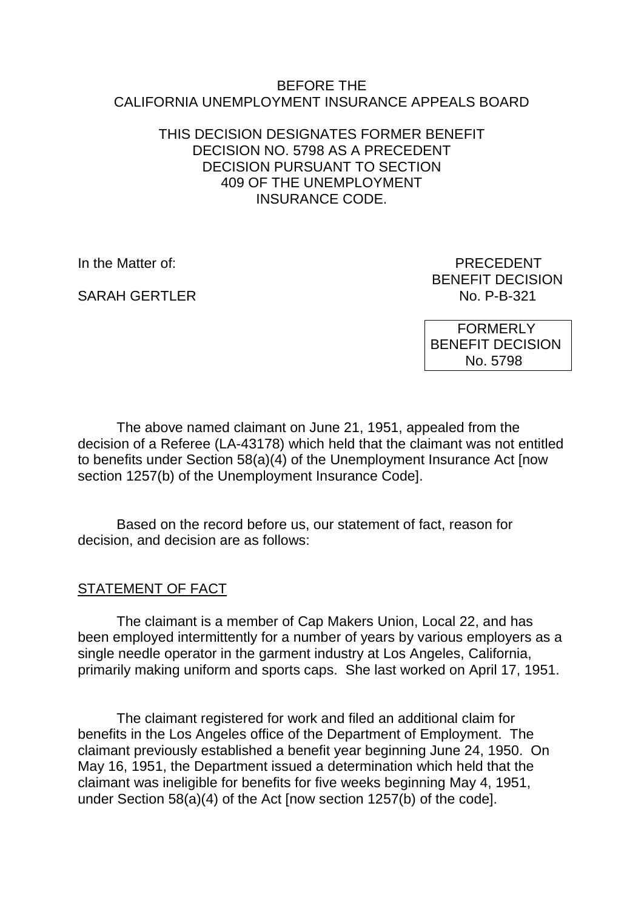BEFORE THE
CALIFORNIA UNEMPLOYMENT INSURANCE APPEALS BOARD

THIS DECISION DESIGNATES FORMER BENEFIT DECISION NO. 5798 AS A PRECEDENT DECISION PURSUANT TO SECTION 409 OF THE UNEMPLOYMENT INSURANCE CODE.

In the Matter of:

SARAH GERTLER

PRECEDENT
BENEFIT DECISION
No. P-B-321

FORMERLY
BENEFIT DECISION
No. 5798

The above named claimant on June 21, 1951, appealed from the decision of a Referee (LA-43178) which held that the claimant was not entitled to benefits under Section 58(a)(4) of the Unemployment Insurance Act [now section 1257(b) of the Unemployment Insurance Code].

Based on the record before us, our statement of fact, reason for decision, and decision are as follows:

STATEMENT OF FACT

The claimant is a member of Cap Makers Union, Local 22, and has been employed intermittently for a number of years by various employers as a single needle operator in the garment industry at Los Angeles, California, primarily making uniform and sports caps. She last worked on April 17, 1951.

The claimant registered for work and filed an additional claim for benefits in the Los Angeles office of the Department of Employment. The claimant previously established a benefit year beginning June 24, 1950. On May 16, 1951, the Department issued a determination which held that the claimant was ineligible for benefits for five weeks beginning May 4, 1951, under Section 58(a)(4) of the Act [now section 1257(b) of the code].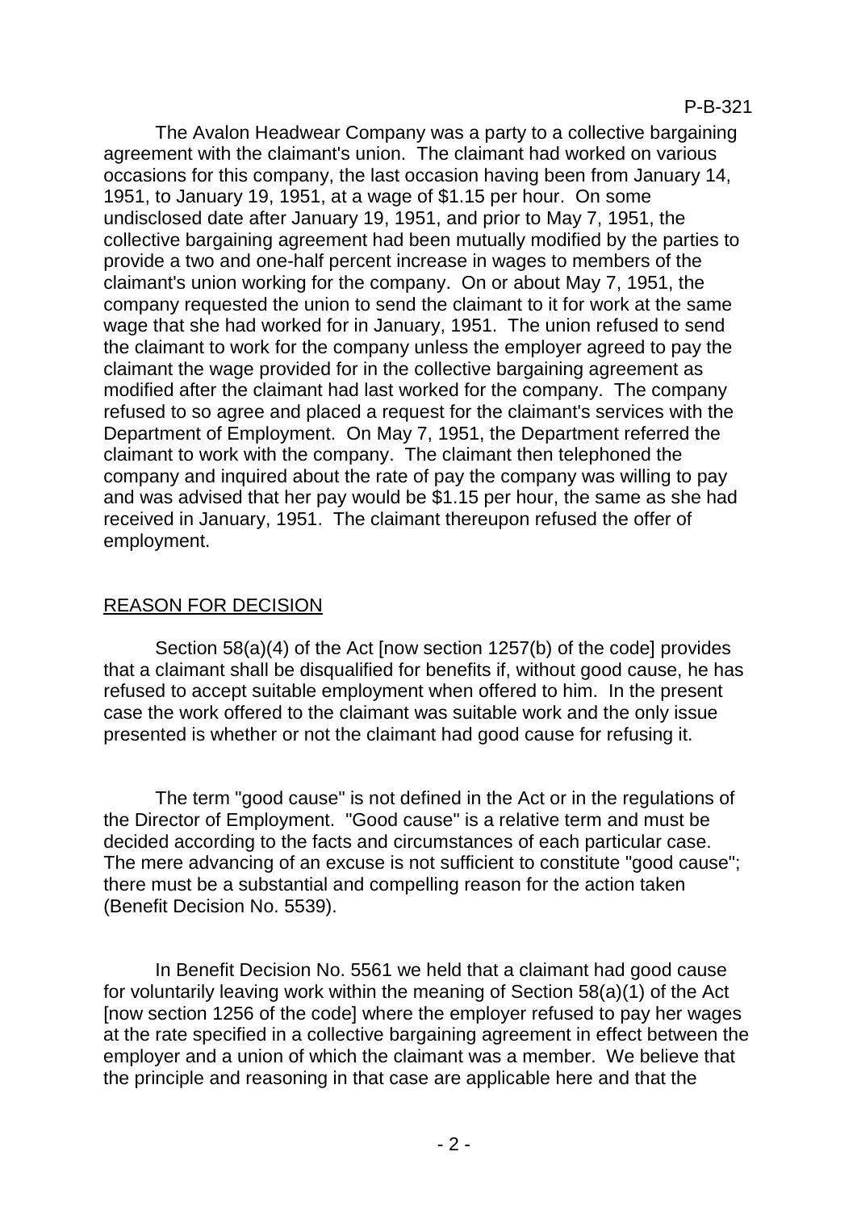The Avalon Headwear Company was a party to a collective bargaining agreement with the claimant's union. The claimant had worked on various occasions for this company, the last occasion having been from January 14, 1951, to January 19, 1951, at a wage of $1.15 per hour. On some undisclosed date after January 19, 1951, and prior to May 7, 1951, the collective bargaining agreement had been mutually modified by the parties to provide a two and one-half percent increase in wages to members of the claimant's union working for the company. On or about May 7, 1951, the company requested the union to send the claimant to it for work at the same wage that she had worked for in January, 1951. The union refused to send the claimant to work for the company unless the employer agreed to pay the claimant the wage provided for in the collective bargaining agreement as modified after the claimant had last worked for the company. The company refused to so agree and placed a request for the claimant's services with the Department of Employment. On May 7, 1951, the Department referred the claimant to work with the company. The claimant then telephoned the company and inquired about the rate of pay the company was willing to pay and was advised that her pay would be $1.15 per hour, the same as she had received in January, 1951. The claimant thereupon refused the offer of employment.

## REASON FOR DECISION

Section 58(a)(4) of the Act [now section 1257(b) of the code] provides that a claimant shall be disqualified for benefits if, without good cause, he has refused to accept suitable employment when offered to him. In the present case the work offered to the claimant was suitable work and the only issue presented is whether or not the claimant had good cause for refusing it.

The term "good cause" is not defined in the Act or in the regulations of the Director of Employment. "Good cause" is a relative term and must be decided according to the facts and circumstances of each particular case. The mere advancing of an excuse is not sufficient to constitute "good cause"; there must be a substantial and compelling reason for the action taken (Benefit Decision No. 5539).

In Benefit Decision No. 5561 we held that a claimant had good cause for voluntarily leaving work within the meaning of Section 58(a)(1) of the Act [now section 1256 of the code] where the employer refused to pay her wages at the rate specified in a collective bargaining agreement in effect between the employer and a union of which the claimant was a member. We believe that the principle and reasoning in that case are applicable here and that the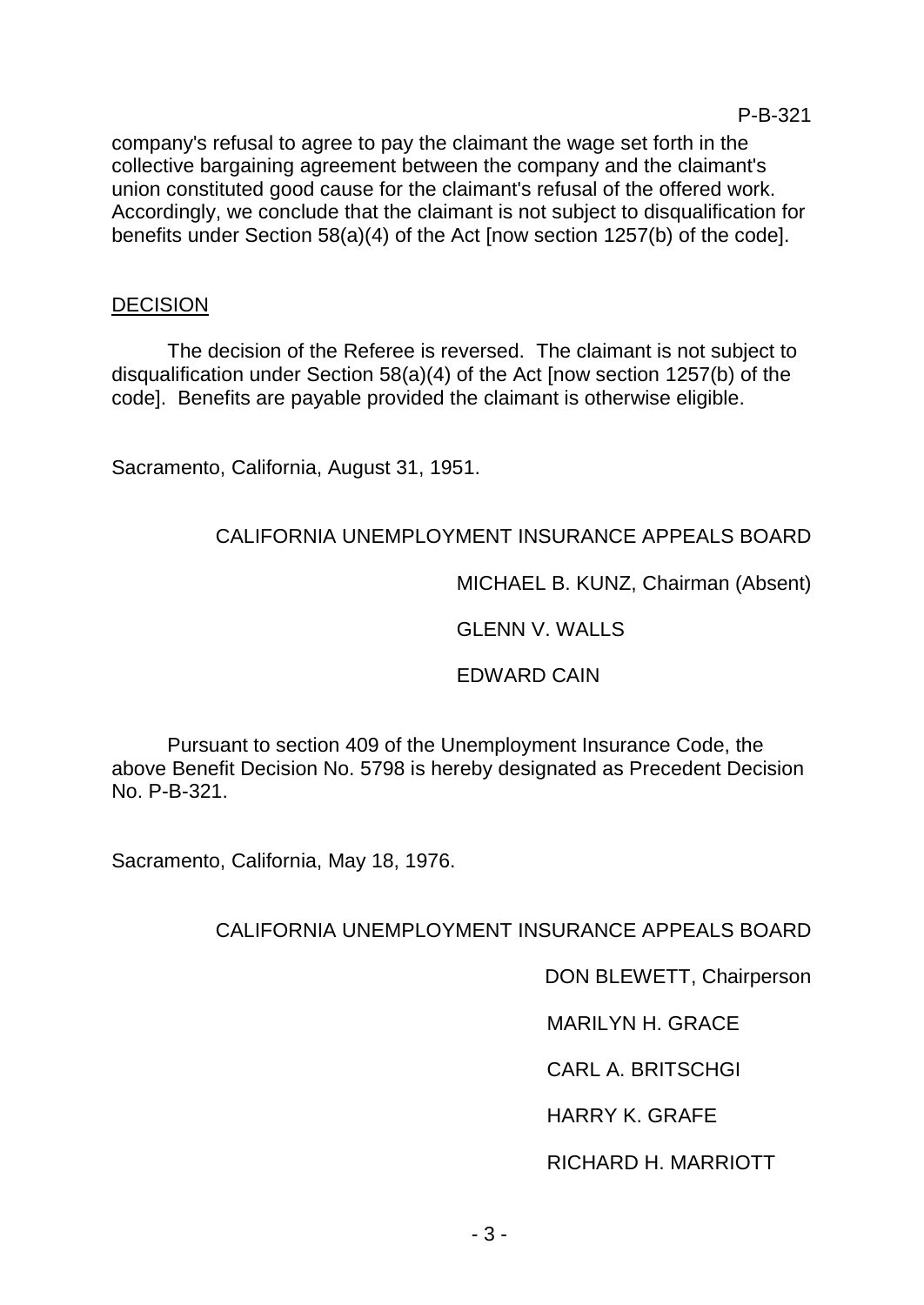company's refusal to agree to pay the claimant the wage set forth in the collective bargaining agreement between the company and the claimant's union constituted good cause for the claimant's refusal of the offered work. Accordingly, we conclude that the claimant is not subject to disqualification for benefits under Section 58(a)(4) of the Act [now section 1257(b) of the code].

## DECISION

The decision of the Referee is reversed. The claimant is not subject to disqualification under Section 58(a)(4) of the Act [now section 1257(b) of the code]. Benefits are payable provided the claimant is otherwise eligible.

Sacramento, California, August 31, 1951.

CALIFORNIA UNEMPLOYMENT INSURANCE APPEALS BOARD

MICHAEL B. KUNZ, Chairman (Absent)

GLENN V. WALLS

EDWARD CAIN

Pursuant to section 409 of the Unemployment Insurance Code, the above Benefit Decision No. 5798 is hereby designated as Precedent Decision No. P-B-321.

Sacramento, California, May 18, 1976.

CALIFORNIA UNEMPLOYMENT INSURANCE APPEALS BOARD

DON BLEWETT, Chairperson

MARILYN H. GRACE

CARL A. BRITSCHGI

HARRY K. GRAFE

RICHARD H. MARRIOTT